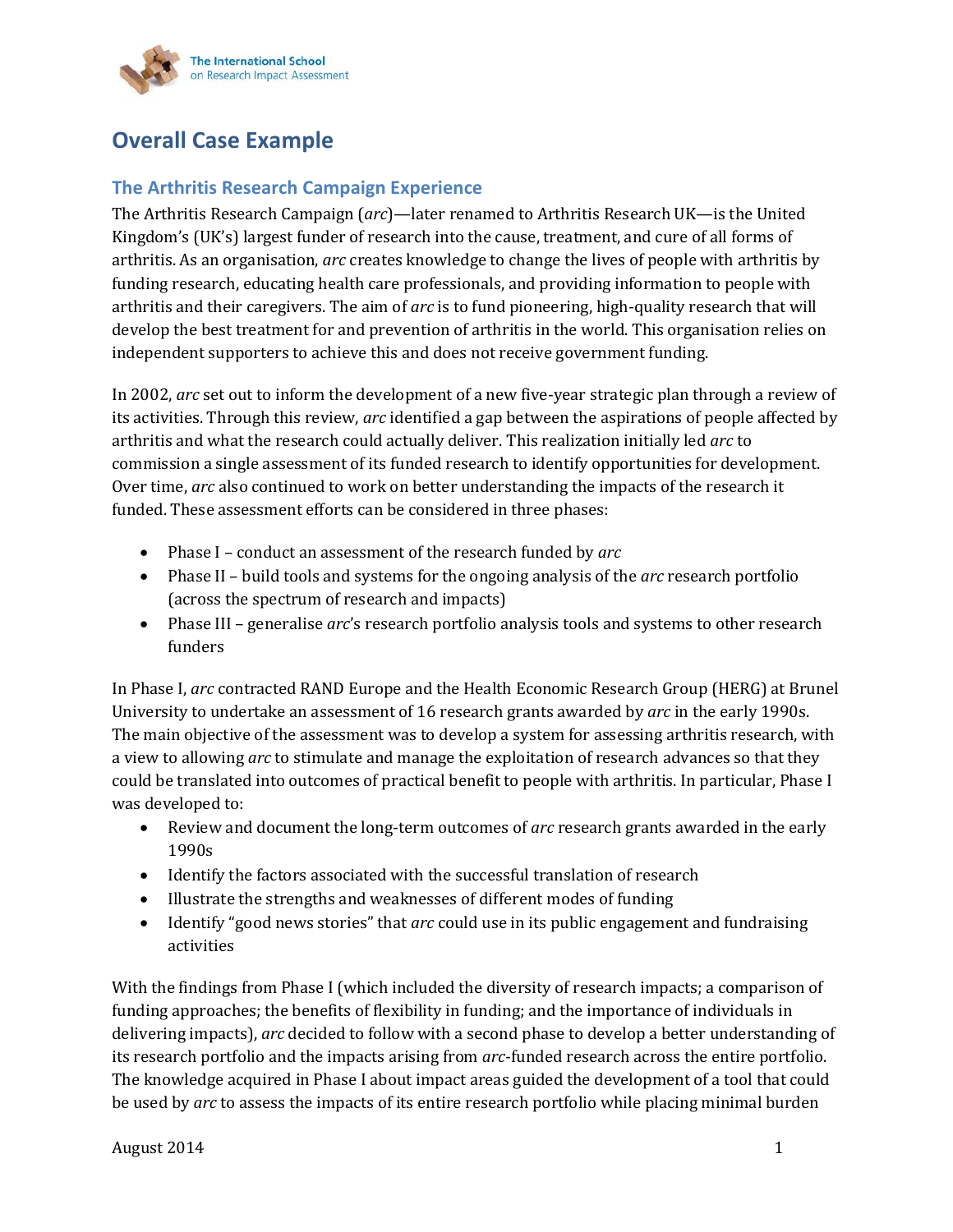# Overall Case Example

## The Arthritis Research Campaign Experience

The Arthritis Research Campaign (*arc*)—later renamed to Arthritis Research UK—is the United Kingdom's (UK's) largest funder of research into the cause, treatment, and cure of all forms of arthritis. As an organisation, *arc* creates knowledge to change the lives of people with arthritis by funding research, educating health care professionals, and providing information to people with arthritis and their caregivers. The aim of *arc* is to fund pioneering, high-quality research that will develop the best treatment for and prevention of arthritis in the world. This organisation relies on independent supporters to achieve this and does not receive government funding.

In 2002, *arc* set out to inform the development of a new five-year strategic plan through a review of its activities. Through this review, *arc* identified a gap between the aspirations of people affected by arthritis and what the research could actually deliver. This realization initially led *arc* to commission a single assessment of its funded research to identify opportunities for development. Over time, *arc* also continued to work on better understanding the impacts of the research it funded. These assessment efforts can be considered in three phases:

- Phase I – conduct an assessment of the research funded by *arc*
- Phase II – build tools and systems for the ongoing analysis of the *arc* research portfolio (across the spectrum of research and impacts)
- Phase III – generalise *arc*'s research portfolio analysis tools and systems to other research funders

In Phase I, *arc* contracted RAND Europe and the Health Economic Research Group (HERG) at Brunel University to undertake an assessment of 16 research grants awarded by *arc* in the early 1990s. The main objective of the assessment was to develop a system for assessing arthritis research, with a view to allowing *arc* to stimulate and manage the exploitation of research advances so that they could be translated into outcomes of practical benefit to people with arthritis. In particular, Phase I was developed to:

- Review and document the long-term outcomes of *arc* research grants awarded in the early 1990s
- Identify the factors associated with the successful translation of research
- Illustrate the strengths and weaknesses of different modes of funding
- Identify "good news stories" that *arc* could use in its public engagement and fundraising activities

With the findings from Phase I (which included the diversity of research impacts; a comparison of funding approaches; the benefits of flexibility in funding; and the importance of individuals in delivering impacts), *arc* decided to follow with a second phase to develop a better understanding of its research portfolio and the impacts arising from *arc*-funded research across the entire portfolio. The knowledge acquired in Phase I about impact areas guided the development of a tool that could be used by *arc* to assess the impacts of its entire research portfolio while placing minimal burden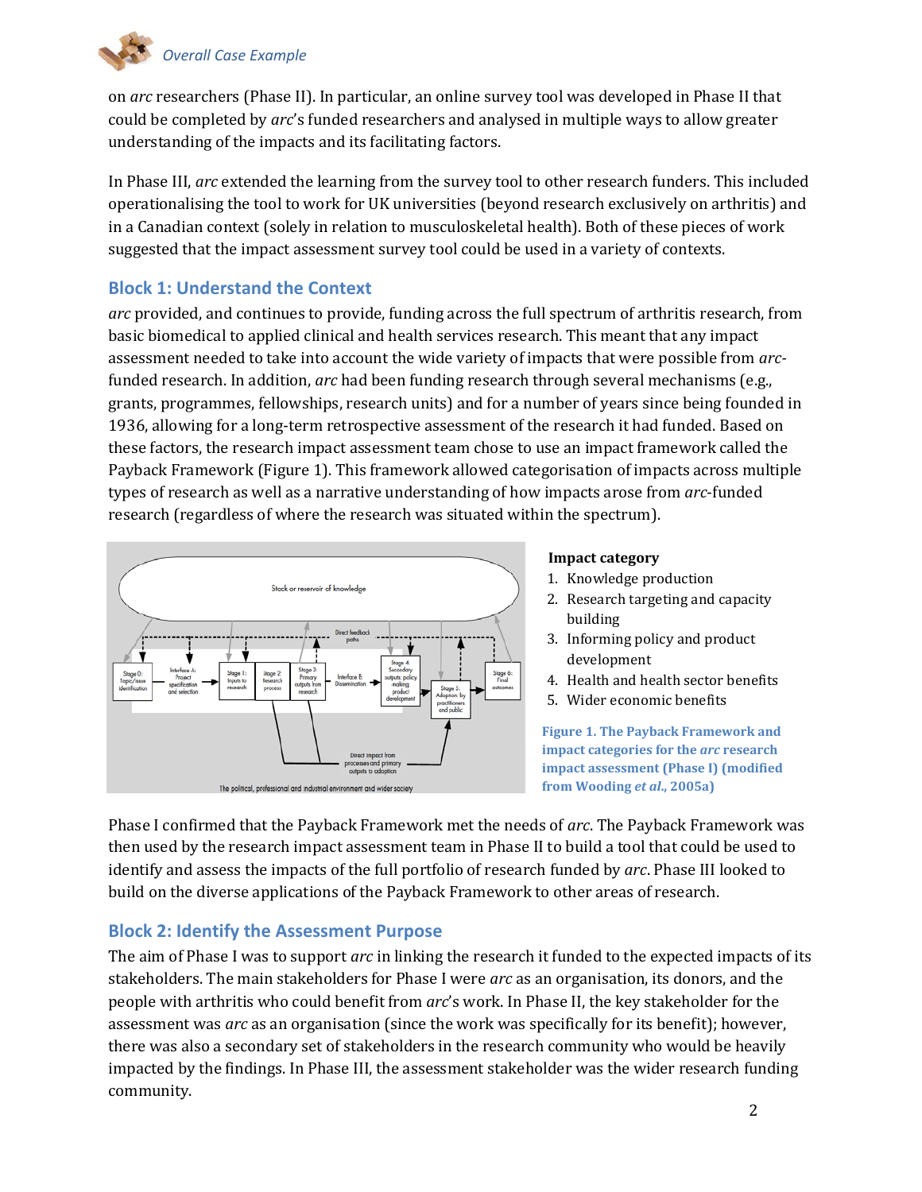on *arc* researchers (Phase II). In particular, an online survey tool was developed in Phase II that could be completed by *arc*'s funded researchers and analysed in multiple ways to allow greater understanding of the impacts and its facilitating factors.

In Phase III, *arc* extended the learning from the survey tool to other research funders. This included operationalising the tool to work for UK universities (beyond research exclusively on arthritis) and in a Canadian context (solely in relation to musculoskeletal health). Both of these pieces of work suggested that the impact assessment survey tool could be used in a variety of contexts.

## Block 1: Understand the Context

*arc* provided, and continues to provide, funding across the full spectrum of arthritis research, from basic biomedical to applied clinical and health services research. This meant that any impact assessment needed to take into account the wide variety of impacts that were possible from *arc*-funded research. In addition, *arc* had been funding research through several mechanisms (e.g., grants, programmes, fellowships, research units) and for a number of years since being founded in 1936, allowing for a long-term retrospective assessment of the research it had funded. Based on these factors, the research impact assessment team chose to use an impact framework called the Payback Framework (Figure 1). This framework allowed categorisation of impacts across multiple types of research as well as a narrative understanding of how impacts arose from *arc*-funded research (regardless of where the research was situated within the spectrum).

**Impact category**

1. Knowledge production
2. Research targeting and capacity building
3. Informing policy and product development
4. Health and health sector benefits
5. Wider economic benefits

**Figure 1. The Payback Framework and impact categories for the *arc* research impact assessment (Phase I) (modified from Wooding *et al.*, 2005a)**

Phase I confirmed that the Payback Framework met the needs of *arc*. The Payback Framework was then used by the research impact assessment team in Phase II to build a tool that could be used to identify and assess the impacts of the full portfolio of research funded by *arc*. Phase III looked to build on the diverse applications of the Payback Framework to other areas of research.

## Block 2: Identify the Assessment Purpose

The aim of Phase I was to support *arc* in linking the research it funded to the expected impacts of its stakeholders. The main stakeholders for Phase I were *arc* as an organisation, its donors, and the people with arthritis who could benefit from *arc*'s work. In Phase II, the key stakeholder for the assessment was *arc* as an organisation (since the work was specifically for its benefit); however, there was also a secondary set of stakeholders in the research community who would be heavily impacted by the findings. In Phase III, the assessment stakeholder was the wider research funding community.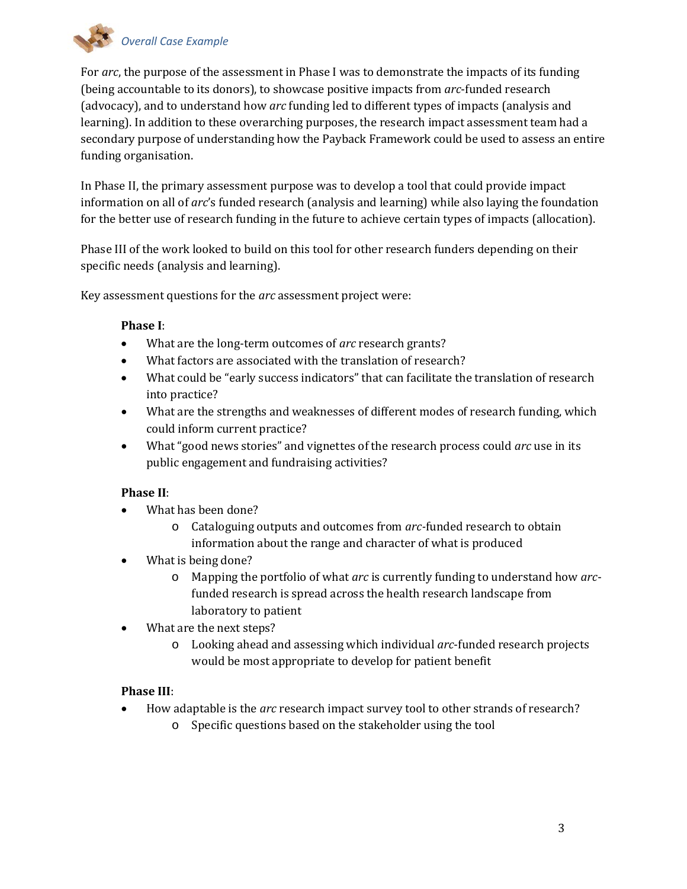For *arc*, the purpose of the assessment in Phase I was to demonstrate the impacts of its funding (being accountable to its donors), to showcase positive impacts from *arc*-funded research (advocacy), and to understand how *arc* funding led to different types of impacts (analysis and learning). In addition to these overarching purposes, the research impact assessment team had a secondary purpose of understanding how the Payback Framework could be used to assess an entire funding organisation.

In Phase II, the primary assessment purpose was to develop a tool that could provide impact information on all of *arc*'s funded research (analysis and learning) while also laying the foundation for the better use of research funding in the future to achieve certain types of impacts (allocation).

Phase III of the work looked to build on this tool for other research funders depending on their specific needs (analysis and learning).

Key assessment questions for the *arc* assessment project were:

**Phase I**:

- What are the long-term outcomes of *arc* research grants?
- What factors are associated with the translation of research?
- What could be "early success indicators" that can facilitate the translation of research into practice?
- What are the strengths and weaknesses of different modes of research funding, which could inform current practice?
- What "good news stories" and vignettes of the research process could *arc* use in its public engagement and fundraising activities?

**Phase II**:

- What has been done?
    - Cataloguing outputs and outcomes from *arc*-funded research to obtain information about the range and character of what is produced
- What is being done?
    - Mapping the portfolio of what *arc* is currently funding to understand how *arc*-funded research is spread across the health research landscape from laboratory to patient
- What are the next steps?
    - Looking ahead and assessing which individual *arc*-funded research projects would be most appropriate to develop for patient benefit

**Phase III**:

- How adaptable is the *arc* research impact survey tool to other strands of research?
    - Specific questions based on the stakeholder using the tool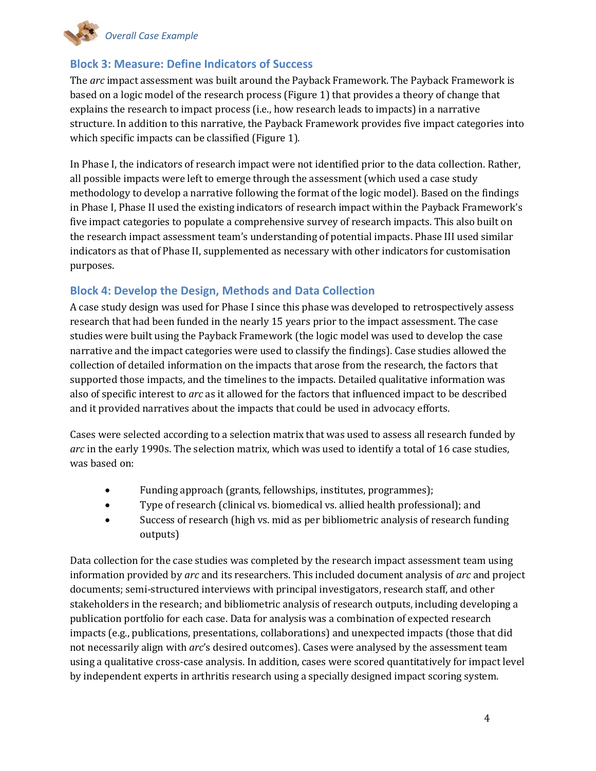## Block 3: Measure: Define Indicators of Success

The *arc* impact assessment was built around the Payback Framework. The Payback Framework is based on a logic model of the research process (Figure 1) that provides a theory of change that explains the research to impact process (i.e., how research leads to impacts) in a narrative structure. In addition to this narrative, the Payback Framework provides five impact categories into which specific impacts can be classified (Figure 1).

In Phase I, the indicators of research impact were not identified prior to the data collection. Rather, all possible impacts were left to emerge through the assessment (which used a case study methodology to develop a narrative following the format of the logic model). Based on the findings in Phase I, Phase II used the existing indicators of research impact within the Payback Framework's five impact categories to populate a comprehensive survey of research impacts. This also built on the research impact assessment team's understanding of potential impacts. Phase III used similar indicators as that of Phase II, supplemented as necessary with other indicators for customisation purposes.

## Block 4: Develop the Design, Methods and Data Collection

A case study design was used for Phase I since this phase was developed to retrospectively assess research that had been funded in the nearly 15 years prior to the impact assessment. The case studies were built using the Payback Framework (the logic model was used to develop the case narrative and the impact categories were used to classify the findings). Case studies allowed the collection of detailed information on the impacts that arose from the research, the factors that supported those impacts, and the timelines to the impacts. Detailed qualitative information was also of specific interest to *arc* as it allowed for the factors that influenced impact to be described and it provided narratives about the impacts that could be used in advocacy efforts.

Cases were selected according to a selection matrix that was used to assess all research funded by *arc* in the early 1990s. The selection matrix, which was used to identify a total of 16 case studies, was based on:

- Funding approach (grants, fellowships, institutes, programmes);
- Type of research (clinical vs. biomedical vs. allied health professional); and
- Success of research (high vs. mid as per bibliometric analysis of research funding outputs)

Data collection for the case studies was completed by the research impact assessment team using information provided by *arc* and its researchers. This included document analysis of *arc* and project documents; semi-structured interviews with principal investigators, research staff, and other stakeholders in the research; and bibliometric analysis of research outputs, including developing a publication portfolio for each case. Data for analysis was a combination of expected research impacts (e.g., publications, presentations, collaborations) and unexpected impacts (those that did not necessarily align with *arc*'s desired outcomes). Cases were analysed by the assessment team using a qualitative cross-case analysis. In addition, cases were scored quantitatively for impact level by independent experts in arthritis research using a specially designed impact scoring system.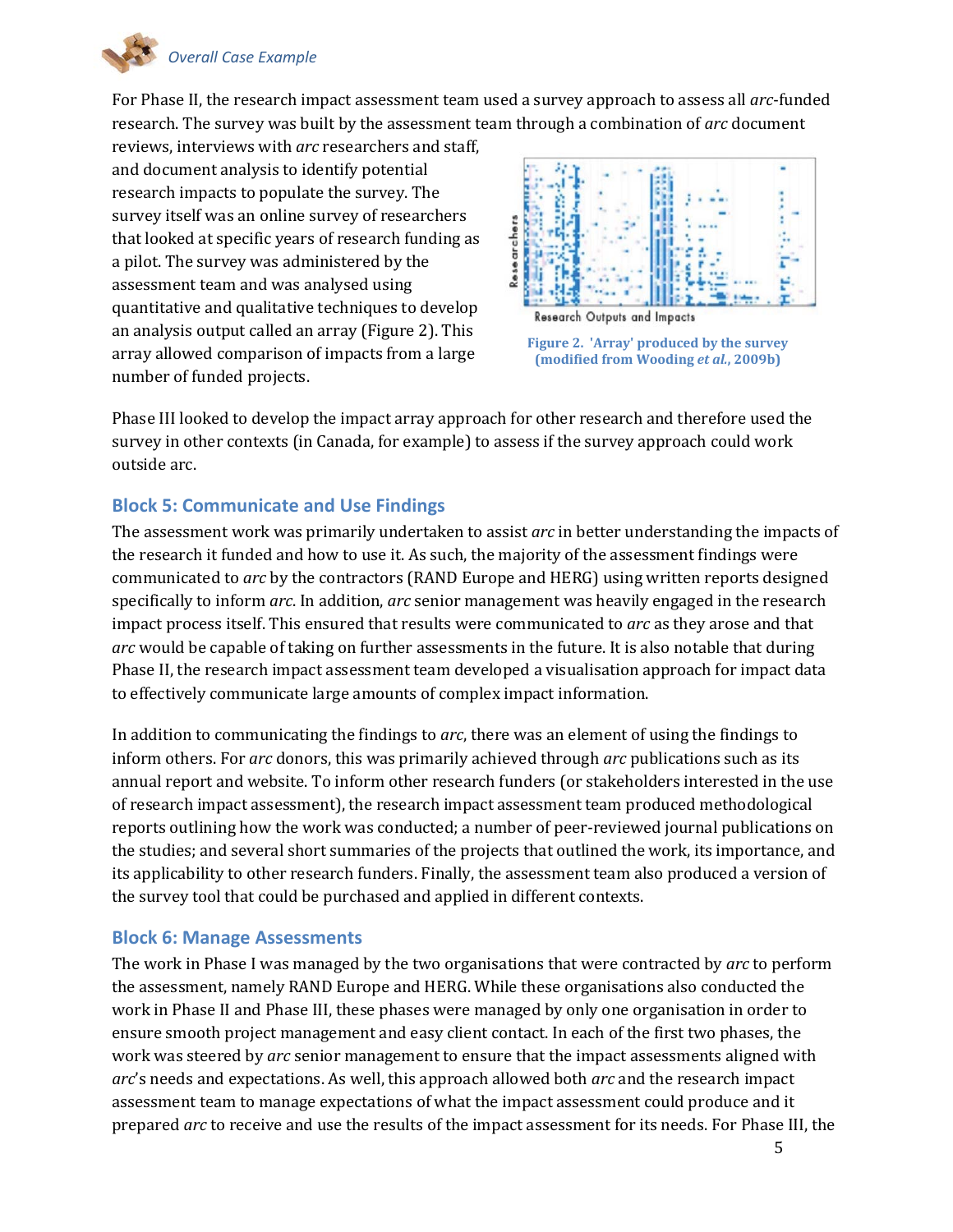For Phase II, the research impact assessment team used a survey approach to assess all *arc*-funded research. The survey was built by the assessment team through a combination of *arc* document reviews, interviews with *arc* researchers and staff, and document analysis to identify potential research impacts to populate the survey. The survey itself was an online survey of researchers that looked at specific years of research funding as a pilot. The survey was administered by the assessment team and was analysed using quantitative and qualitative techniques to develop an analysis output called an array (Figure 2). This array allowed comparison of impacts from a large number of funded projects.

**Figure 2. 'Array' produced by the survey (modified from Wooding *et al.*, 2009b)**

Phase III looked to develop the impact array approach for other research and therefore used the survey in other contexts (in Canada, for example) to assess if the survey approach could work outside arc.

## Block 5: Communicate and Use Findings

The assessment work was primarily undertaken to assist *arc* in better understanding the impacts of the research it funded and how to use it. As such, the majority of the assessment findings were communicated to *arc* by the contractors (RAND Europe and HERG) using written reports designed specifically to inform *arc*. In addition, *arc* senior management was heavily engaged in the research impact process itself. This ensured that results were communicated to *arc* as they arose and that *arc* would be capable of taking on further assessments in the future. It is also notable that during Phase II, the research impact assessment team developed a visualisation approach for impact data to effectively communicate large amounts of complex impact information.

In addition to communicating the findings to *arc*, there was an element of using the findings to inform others. For *arc* donors, this was primarily achieved through *arc* publications such as its annual report and website. To inform other research funders (or stakeholders interested in the use of research impact assessment), the research impact assessment team produced methodological reports outlining how the work was conducted; a number of peer-reviewed journal publications on the studies; and several short summaries of the projects that outlined the work, its importance, and its applicability to other research funders. Finally, the assessment team also produced a version of the survey tool that could be purchased and applied in different contexts.

## Block 6: Manage Assessments

The work in Phase I was managed by the two organisations that were contracted by *arc* to perform the assessment, namely RAND Europe and HERG. While these organisations also conducted the work in Phase II and Phase III, these phases were managed by only one organisation in order to ensure smooth project management and easy client contact. In each of the first two phases, the work was steered by *arc* senior management to ensure that the impact assessments aligned with *arc*'s needs and expectations. As well, this approach allowed both *arc* and the research impact assessment team to manage expectations of what the impact assessment could produce and it prepared *arc* to receive and use the results of the impact assessment for its needs. For Phase III, the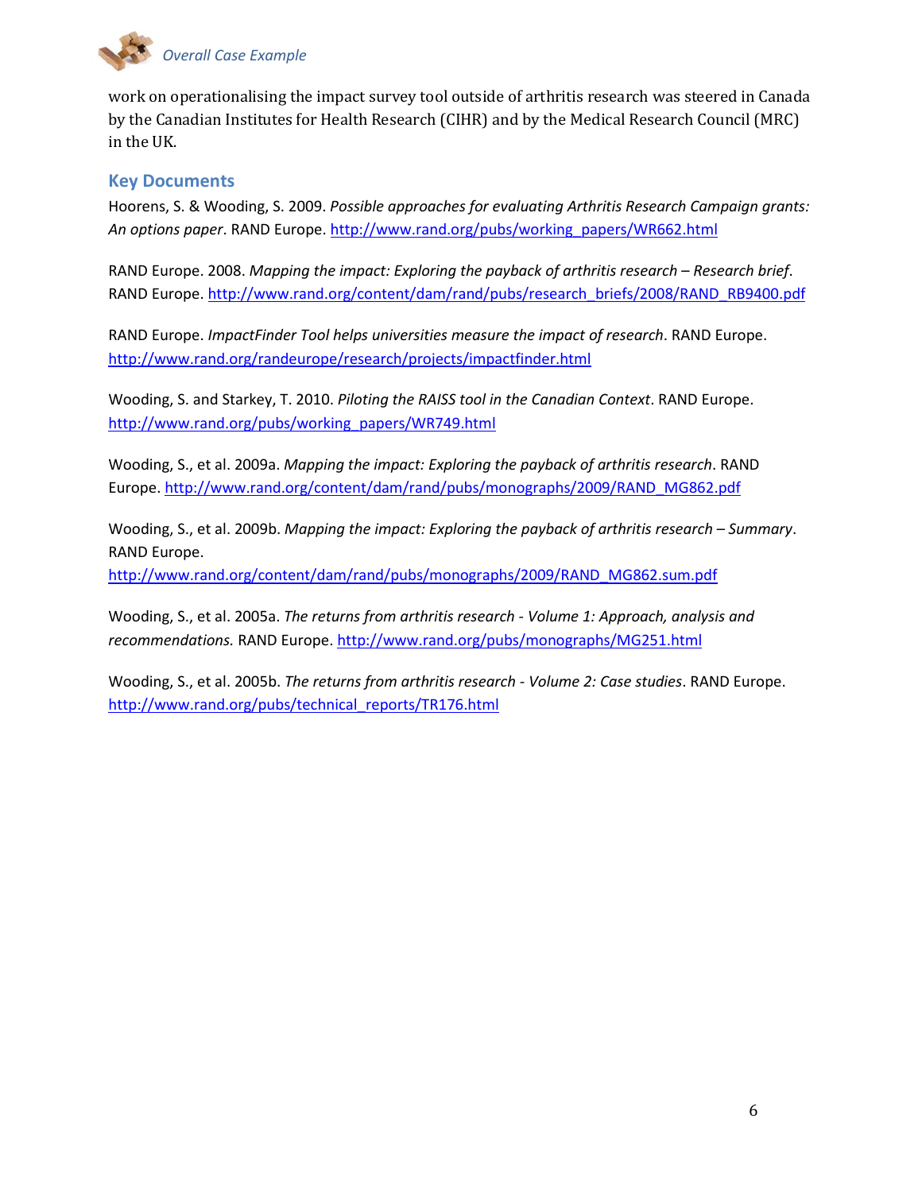work on operationalising the impact survey tool outside of arthritis research was steered in Canada by the Canadian Institutes for Health Research (CIHR) and by the Medical Research Council (MRC) in the UK.

## Key Documents

Hoorens, S. & Wooding, S. 2009. *Possible approaches for evaluating Arthritis Research Campaign grants: An options paper*. RAND Europe. http://www.rand.org/pubs/working_papers/WR662.html

RAND Europe. 2008. *Mapping the impact: Exploring the payback of arthritis research – Research brief*. RAND Europe. http://www.rand.org/content/dam/rand/pubs/research_briefs/2008/RAND_RB9400.pdf

RAND Europe. *ImpactFinder Tool helps universities measure the impact of research*. RAND Europe. http://www.rand.org/randeurope/research/projects/impactfinder.html

Wooding, S. and Starkey, T. 2010. *Piloting the RAISS tool in the Canadian Context*. RAND Europe. http://www.rand.org/pubs/working_papers/WR749.html

Wooding, S., et al. 2009a. *Mapping the impact: Exploring the payback of arthritis research*. RAND Europe. http://www.rand.org/content/dam/rand/pubs/monographs/2009/RAND_MG862.pdf

Wooding, S., et al. 2009b. *Mapping the impact: Exploring the payback of arthritis research – Summary*. RAND Europe. http://www.rand.org/content/dam/rand/pubs/monographs/2009/RAND_MG862.sum.pdf

Wooding, S., et al. 2005a. *The returns from arthritis research - Volume 1: Approach, analysis and recommendations.* RAND Europe. http://www.rand.org/pubs/monographs/MG251.html

Wooding, S., et al. 2005b. *The returns from arthritis research - Volume 2: Case studies*. RAND Europe. http://www.rand.org/pubs/technical_reports/TR176.html